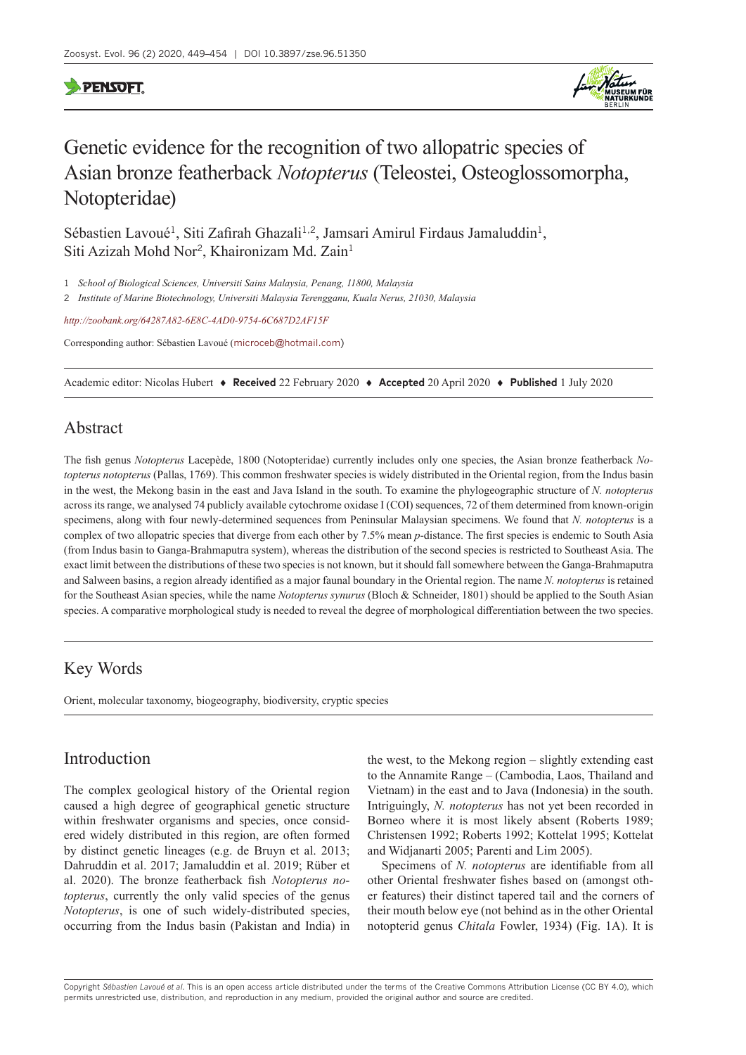# Genetic evidence for the recognition of two allopatric species of Asian bronze featherback *Notopterus* (Teleostei, Osteoglossomorpha, Notopteridae)

Sébastien Lavoué[1], Siti Zafirah Ghazali[1,2], Jamsari Amirul Firdaus Jamaluddin[1], Siti Azizah Mohd Nor[2], Khaironizam Md. Zain[1]

1 *School of Biological Sciences, Universiti Sains Malaysia, Penang, 11800, Malaysia*

2 *Institute of Marine Biotechnology, Universiti Malaysia Terengganu, Kuala Nerus, 21030, Malaysia*

*http://zoobank.org/64287A82-6E8C-4AD0-9754-6C687D2AF15F*

Corresponding author: Sébastien Lavoué (microceb@hotmail.com)

Academic editor: Nicolas Hubert ♦ **Received** 22 February 2020 ♦ **Accepted** 20 April 2020 ♦ **Published** 1 July 2020

## Abstract

The fish genus *Notopterus* Lacepède, 1800 (Notopteridae) currently includes only one species, the Asian bronze featherback *Notopterus notopterus* (Pallas, 1769). This common freshwater species is widely distributed in the Oriental region, from the Indus basin in the west, the Mekong basin in the east and Java Island in the south. To examine the phylogeographic structure of *N. notopterus* across its range, we analysed 74 publicly available cytochrome oxidase I (COI) sequences, 72 of them determined from known-origin specimens, along with four newly-determined sequences from Peninsular Malaysian specimens. We found that *N. notopterus* is a complex of two allopatric species that diverge from each other by 7.5% mean *p*-distance. The first species is endemic to South Asia (from Indus basin to Ganga-Brahmaputra system), whereas the distribution of the second species is restricted to Southeast Asia. The exact limit between the distributions of these two species is not known, but it should fall somewhere between the Ganga-Brahmaputra and Salween basins, a region already identified as a major faunal boundary in the Oriental region. The name *N. notopterus* is retained for the Southeast Asian species, while the name *Notopterus synurus* (Bloch & Schneider, 1801) should be applied to the South Asian species. A comparative morphological study is needed to reveal the degree of morphological differentiation between the two species.

## Key Words

Orient, molecular taxonomy, biogeography, biodiversity, cryptic species

## Introduction

The complex geological history of the Oriental region caused a high degree of geographical genetic structure within freshwater organisms and species, once considered widely distributed in this region, are often formed by distinct genetic lineages (e.g. de Bruyn et al. 2013; Dahruddin et al. 2017; Jamaluddin et al. 2019; Rüber et al. 2020). The bronze featherback fish *Notopterus notopterus*, currently the only valid species of the genus *Notopterus*, is one of such widely-distributed species, occurring from the Indus basin (Pakistan and India) in the west, to the Mekong region – slightly extending east to the Annamite Range – (Cambodia, Laos, Thailand and Vietnam) in the east and to Java (Indonesia) in the south. Intriguingly, *N. notopterus* has not yet been recorded in Borneo where it is most likely absent (Roberts 1989; Christensen 1992; Roberts 1992; Kottelat 1995; Kottelat and Widjanarti 2005; Parenti and Lim 2005).

Specimens of *N. notopterus* are identifiable from all other Oriental freshwater fishes based on (amongst other features) their distinct tapered tail and the corners of their mouth below eye (not behind as in the other Oriental notopterid genus *Chitala* Fowler, 1934) (Fig. 1A). It is

Copyright *Sébastien Lavoué et al.* This is an open access article distributed under the terms of the Creative Commons Attribution License (CC BY 4.0), which permits unrestricted use, distribution, and reproduction in any medium, provided the original author and source are credited.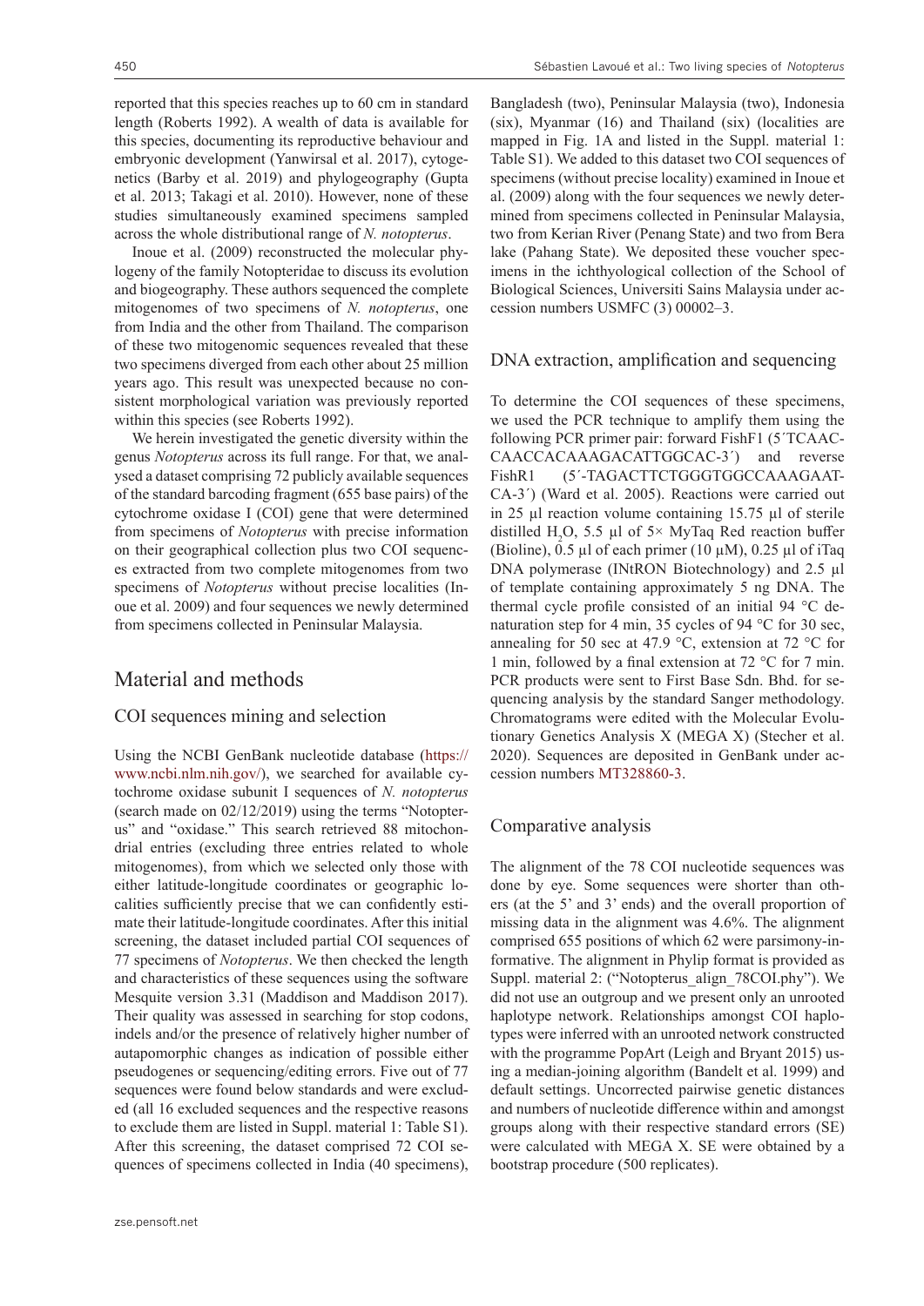reported that this species reaches up to 60 cm in standard length (Roberts 1992). A wealth of data is available for this species, documenting its reproductive behaviour and embryonic development (Yanwirsal et al. 2017), cytogenetics (Barby et al. 2019) and phylogeography (Gupta et al. 2013; Takagi et al. 2010). However, none of these studies simultaneously examined specimens sampled across the whole distributional range of *N. notopterus*.

Inoue et al. (2009) reconstructed the molecular phylogeny of the family Notopteridae to discuss its evolution and biogeography. These authors sequenced the complete mitogenomes of two specimens of *N. notopterus*, one from India and the other from Thailand. The comparison of these two mitogenomic sequences revealed that these two specimens diverged from each other about 25 million years ago. This result was unexpected because no consistent morphological variation was previously reported within this species (see Roberts 1992).

We herein investigated the genetic diversity within the genus *Notopterus* across its full range. For that, we analysed a dataset comprising 72 publicly available sequences of the standard barcoding fragment (655 base pairs) of the cytochrome oxidase I (COI) gene that were determined from specimens of *Notopterus* with precise information on their geographical collection plus two COI sequences extracted from two complete mitogenomes from two specimens of *Notopterus* without precise localities (Inoue et al. 2009) and four sequences we newly determined from specimens collected in Peninsular Malaysia.

# Material and methods

## COI sequences mining and selection

Using the NCBI GenBank nucleotide database (https://www.ncbi.nlm.nih.gov/), we searched for available cytochrome oxidase subunit I sequences of *N. notopterus* (search made on 02/12/2019) using the terms "Notopterus" and "oxidase." This search retrieved 88 mitochondrial entries (excluding three entries related to whole mitogenomes), from which we selected only those with either latitude-longitude coordinates or geographic localities sufficiently precise that we can confidently estimate their latitude-longitude coordinates. After this initial screening, the dataset included partial COI sequences of 77 specimens of *Notopterus*. We then checked the length and characteristics of these sequences using the software Mesquite version 3.31 (Maddison and Maddison 2017). Their quality was assessed in searching for stop codons, indels and/or the presence of relatively higher number of autapomorphic changes as indication of possible either pseudogenes or sequencing/editing errors. Five out of 77 sequences were found below standards and were excluded (all 16 excluded sequences and the respective reasons to exclude them are listed in Suppl. material 1: Table S1). After this screening, the dataset comprised 72 COI sequences of specimens collected in India (40 specimens), Bangladesh (two), Peninsular Malaysia (two), Indonesia (six), Myanmar (16) and Thailand (six) (localities are mapped in Fig. 1A and listed in the Suppl. material 1: Table S1). We added to this dataset two COI sequences of specimens (without precise locality) examined in Inoue et al. (2009) along with the four sequences we newly determined from specimens collected in Peninsular Malaysia, two from Kerian River (Penang State) and two from Bera lake (Pahang State). We deposited these voucher specimens in the ichthyological collection of the School of Biological Sciences, Universiti Sains Malaysia under accession numbers USMFC (3) 00002–3.

## DNA extraction, amplification and sequencing

To determine the COI sequences of these specimens, we used the PCR technique to amplify them using the following PCR primer pair: forward FishF1 (5´TCAACCAACCACAAAGACATTGGCAC-3´) and reverse FishR1 (5´-TAGACTTCTGGGTGGCCAAAGAATCA-3´) (Ward et al. 2005). Reactions were carried out in 25 µl reaction volume containing 15.75 µl of sterile distilled $H_2O$, 5.5 µl of 5× MyTaq Red reaction buffer (Bioline), 0.5 µl of each primer (10 µM), 0.25 µl of iTaq DNA polymerase (INtRON Biotechnology) and 2.5 µl of template containing approximately 5 ng DNA. The thermal cycle profile consisted of an initial 94 °C denaturation step for 4 min, 35 cycles of 94 °C for 30 sec, annealing for 50 sec at 47.9 °C, extension at 72 °C for 1 min, followed by a final extension at 72 °C for 7 min. PCR products were sent to First Base Sdn. Bhd. for sequencing analysis by the standard Sanger methodology. Chromatograms were edited with the Molecular Evolutionary Genetics Analysis X (MEGA X) (Stecher et al. 2020). Sequences are deposited in GenBank under accession numbers MT328860-3.

## Comparative analysis

The alignment of the 78 COI nucleotide sequences was done by eye. Some sequences were shorter than others (at the 5' and 3' ends) and the overall proportion of missing data in the alignment was 4.6%. The alignment comprised 655 positions of which 62 were parsimony-informative. The alignment in Phylip format is provided as Suppl. material 2: ("Notopterus_align_78COI.phy"). We did not use an outgroup and we present only an unrooted haplotype network. Relationships amongst COI haplotypes were inferred with an unrooted network constructed with the programme PopArt (Leigh and Bryant 2015) using a median-joining algorithm (Bandelt et al. 1999) and default settings. Uncorrected pairwise genetic distances and numbers of nucleotide difference within and amongst groups along with their respective standard errors (SE) were calculated with MEGA X. SE were obtained by a bootstrap procedure (500 replicates).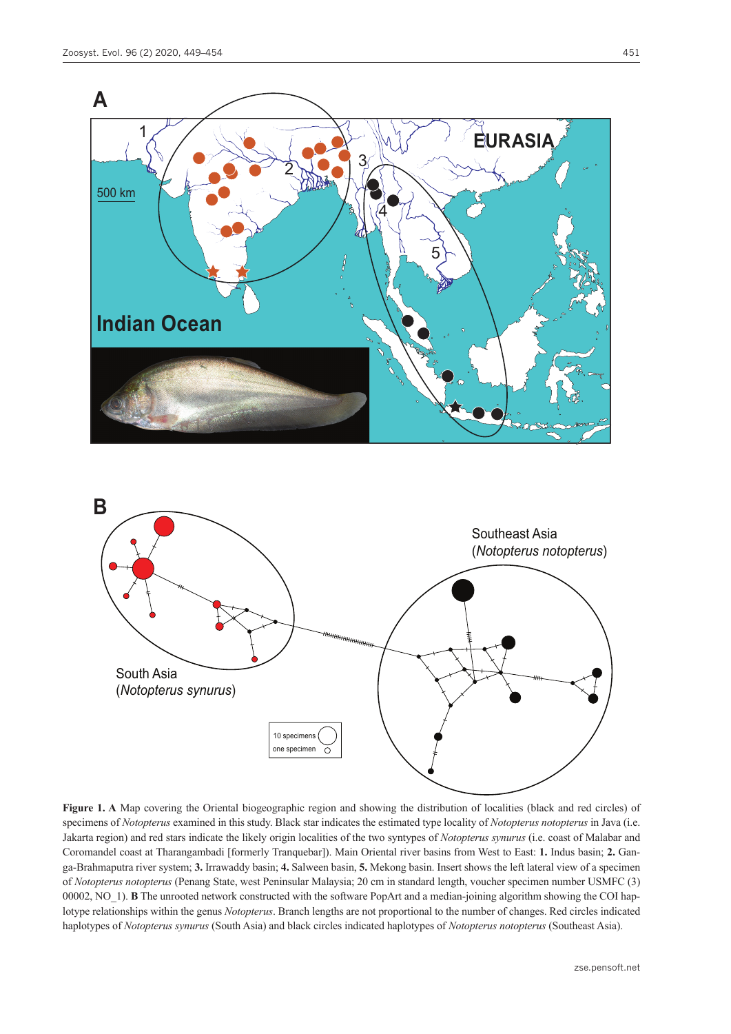**Figure 1. A** Map covering the Oriental biogeographic region and showing the distribution of localities (black and red circles) of specimens of *Notopterus* examined in this study. Black star indicates the estimated type locality of *Notopterus notopterus* in Java (i.e. Jakarta region) and red stars indicate the likely origin localities of the two syntypes of *Notopterus synurus* (i.e. coast of Malabar and Coromandel coast at Tharangambadi [formerly Tranquebar]). Main Oriental river basins from West to East: **1.** Indus basin; **2.** Ganga-Brahmaputra river system; **3.** Irrawaddy basin; **4.** Salween basin, **5.** Mekong basin. Insert shows the left lateral view of a specimen of *Notopterus notopterus* (Penang State, west Peninsular Malaysia; 20 cm in standard length, voucher specimen number USMFC (3) 00002, NO_1). **B** The unrooted network constructed with the software PopArt and a median-joining algorithm showing the COI haplotype relationships within the genus *Notopterus*. Branch lengths are not proportional to the number of changes. Red circles indicated haplotypes of *Notopterus synurus* (South Asia) and black circles indicated haplotypes of *Notopterus notopterus* (Southeast Asia).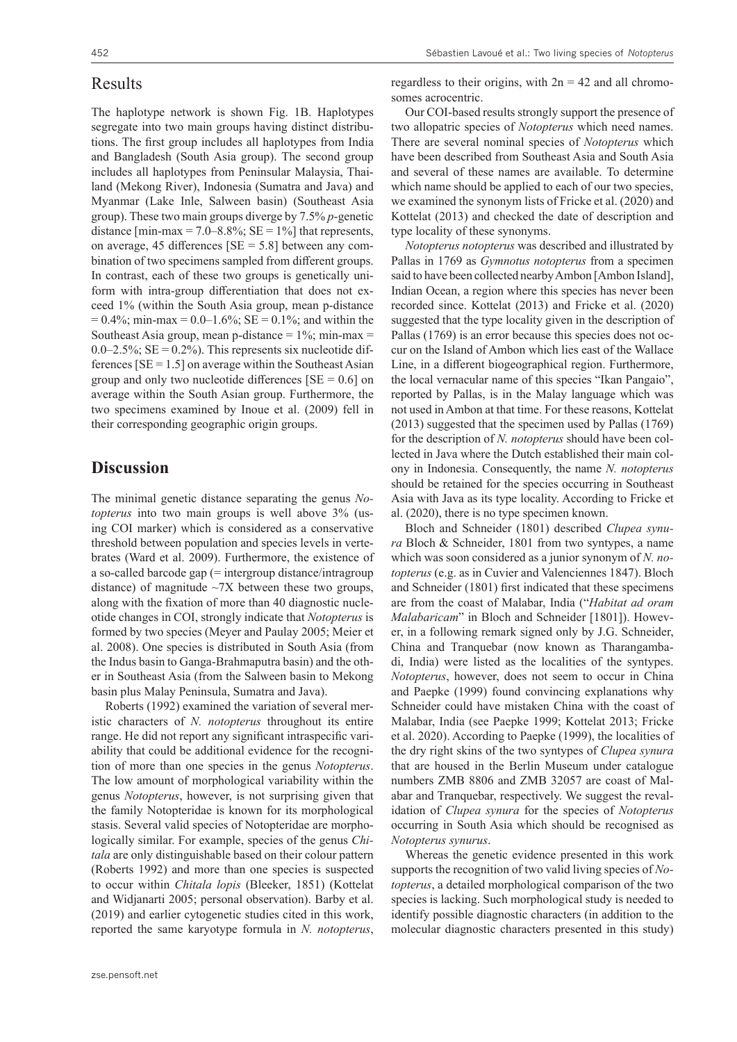## Results

The haplotype network is shown Fig. 1B. Haplotypes segregate into two main groups having distinct distributions. The first group includes all haplotypes from India and Bangladesh (South Asia group). The second group includes all haplotypes from Peninsular Malaysia, Thailand (Mekong River), Indonesia (Sumatra and Java) and Myanmar (Lake Inle, Salween basin) (Southeast Asia group). These two main groups diverge by 7.5% *p*-genetic distance [min-max = 7.0–8.8%; SE = 1%] that represents, on average, 45 differences [SE = 5.8] between any combination of two specimens sampled from different groups. In contrast, each of these two groups is genetically uniform with intra-group differentiation that does not exceed 1% (within the South Asia group, mean p-distance = 0.4%; min-max = 0.0–1.6%; SE = 0.1%; and within the Southeast Asia group, mean p-distance = 1%; min-max = 0.0–2.5%; SE = 0.2%). This represents six nucleotide differences [SE = 1.5] on average within the Southeast Asian group and only two nucleotide differences [SE = 0.6] on average within the South Asian group. Furthermore, the two specimens examined by Inoue et al. (2009) fell in their corresponding geographic origin groups.

## Discussion

The minimal genetic distance separating the genus *Notopterus* into two main groups is well above 3% (using COI marker) which is considered as a conservative threshold between population and species levels in vertebrates (Ward et al. 2009). Furthermore, the existence of a so-called barcode gap (= intergroup distance/intragroup distance) of magnitude ~7X between these two groups, along with the fixation of more than 40 diagnostic nucleotide changes in COI, strongly indicate that *Notopterus* is formed by two species (Meyer and Paulay 2005; Meier et al. 2008). One species is distributed in South Asia (from the Indus basin to Ganga-Brahmaputra basin) and the other in Southeast Asia (from the Salween basin to Mekong basin plus Malay Peninsula, Sumatra and Java).

Roberts (1992) examined the variation of several meristic characters of *N. notopterus* throughout its entire range. He did not report any significant intraspecific variability that could be additional evidence for the recognition of more than one species in the genus *Notopterus*. The low amount of morphological variability within the genus *Notopterus*, however, is not surprising given that the family Notopteridae is known for its morphological stasis. Several valid species of Notopteridae are morphologically similar. For example, species of the genus *Chitala* are only distinguishable based on their colour pattern (Roberts 1992) and more than one species is suspected to occur within *Chitala lopis* (Bleeker, 1851) (Kottelat and Widjanarti 2005; personal observation). Barby et al. (2019) and earlier cytogenetic studies cited in this work, reported the same karyotype formula in *N. notopterus*, regardless to their origins, with 2n = 42 and all chromosomes acrocentric.

Our COI-based results strongly support the presence of two allopatric species of *Notopterus* which need names. There are several nominal species of *Notopterus* which have been described from Southeast Asia and South Asia and several of these names are available. To determine which name should be applied to each of our two species, we examined the synonym lists of Fricke et al. (2020) and Kottelat (2013) and checked the date of description and type locality of these synonyms.

*Notopterus notopterus* was described and illustrated by Pallas in 1769 as *Gymnotus notopterus* from a specimen said to have been collected nearby Ambon [Ambon Island], Indian Ocean, a region where this species has never been recorded since. Kottelat (2013) and Fricke et al. (2020) suggested that the type locality given in the description of Pallas (1769) is an error because this species does not occur on the Island of Ambon which lies east of the Wallace Line, in a different biogeographical region. Furthermore, the local vernacular name of this species "Ikan Pangaio", reported by Pallas, is in the Malay language which was not used in Ambon at that time. For these reasons, Kottelat (2013) suggested that the specimen used by Pallas (1769) for the description of *N. notopterus* should have been collected in Java where the Dutch established their main colony in Indonesia. Consequently, the name *N. notopterus* should be retained for the species occurring in Southeast Asia with Java as its type locality. According to Fricke et al. (2020), there is no type specimen known.

Bloch and Schneider (1801) described *Clupea synura* Bloch & Schneider, 1801 from two syntypes, a name which was soon considered as a junior synonym of *N. notopterus* (e.g. as in Cuvier and Valenciennes 1847). Bloch and Schneider (1801) first indicated that these specimens are from the coast of Malabar, India ("*Habitat ad oram Malabaricam*" in Bloch and Schneider [1801]). However, in a following remark signed only by J.G. Schneider, China and Tranquebar (now known as Tharangambadi, India) were listed as the localities of the syntypes. *Notopterus*, however, does not seem to occur in China and Paepke (1999) found convincing explanations why Schneider could have mistaken China with the coast of Malabar, India (see Paepke 1999; Kottelat 2013; Fricke et al. 2020). According to Paepke (1999), the localities of the dry right skins of the two syntypes of *Clupea synura* that are housed in the Berlin Museum under catalogue numbers ZMB 8806 and ZMB 32057 are coast of Malabar and Tranquebar, respectively. We suggest the revalidation of *Clupea synura* for the species of *Notopterus* occurring in South Asia which should be recognised as *Notopterus synurus*.

Whereas the genetic evidence presented in this work supports the recognition of two valid living species of *Notopterus*, a detailed morphological comparison of the two species is lacking. Such morphological study is needed to identify possible diagnostic characters (in addition to the molecular diagnostic characters presented in this study)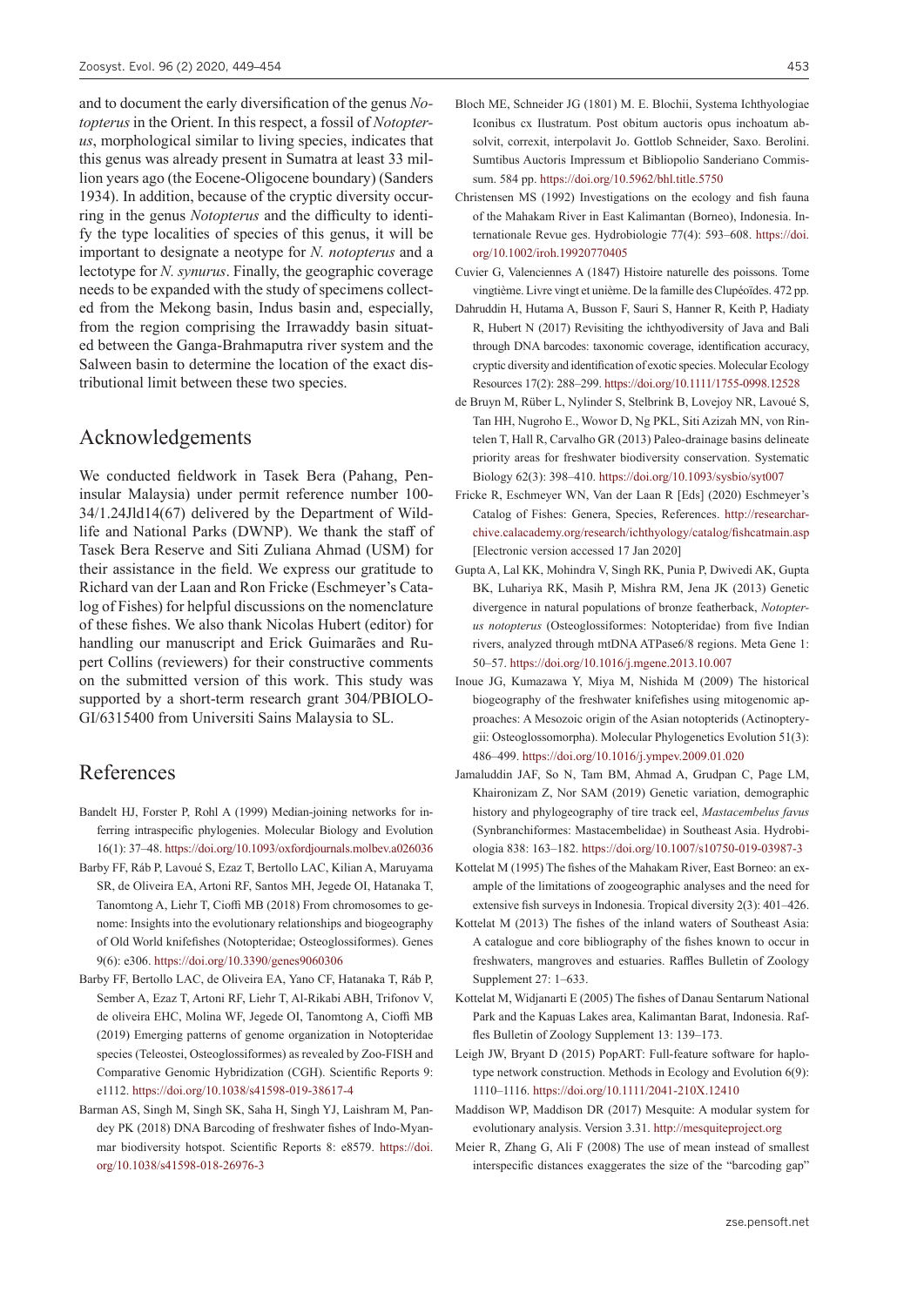and to document the early diversification of the genus *Notopterus* in the Orient. In this respect, a fossil of *Notopterus*, morphological similar to living species, indicates that this genus was already present in Sumatra at least 33 million years ago (the Eocene-Oligocene boundary) (Sanders 1934). In addition, because of the cryptic diversity occurring in the genus *Notopterus* and the difficulty to identify the type localities of species of this genus, it will be important to designate a neotype for *N. notopterus* and a lectotype for *N. synurus*. Finally, the geographic coverage needs to be expanded with the study of specimens collected from the Mekong basin, Indus basin and, especially, from the region comprising the Irrawaddy basin situated between the Ganga-Brahmaputra river system and the Salween basin to determine the location of the exact distributional limit between these two species.

## Acknowledgements

We conducted fieldwork in Tasek Bera (Pahang, Peninsular Malaysia) under permit reference number 100-34/1.24Jld14(67) delivered by the Department of Wildlife and National Parks (DWNP). We thank the staff of Tasek Bera Reserve and Siti Zuliana Ahmad (USM) for their assistance in the field. We express our gratitude to Richard van der Laan and Ron Fricke (Eschmeyer's Catalog of Fishes) for helpful discussions on the nomenclature of these fishes. We also thank Nicolas Hubert (editor) for handling our manuscript and Erick Guimarães and Rupert Collins (reviewers) for their constructive comments on the submitted version of this work. This study was supported by a short-term research grant 304/PBIOLOGI/6315400 from Universiti Sains Malaysia to SL.

## References

Bandelt HJ, Forster P, Rohl A (1999) Median-joining networks for inferring intraspecific phylogenies. Molecular Biology and Evolution 16(1): 37–48. https://doi.org/10.1093/oxfordjournals.molbev.a026036

Barby FF, Ráb P, Lavoué S, Ezaz T, Bertollo LAC, Kilian A, Maruyama SR, de Oliveira EA, Artoni RF, Santos MH, Jegede OI, Hatanaka T, Tanomtong A, Liehr T, Cioffi MB (2018) From chromosomes to genome: Insights into the evolutionary relationships and biogeography of Old World knifefishes (Notopteridae; Osteoglossiformes). Genes 9(6): e306. https://doi.org/10.3390/genes9060306

Barby FF, Bertollo LAC, de Oliveira EA, Yano CF, Hatanaka T, Ráb P, Sember A, Ezaz T, Artoni RF, Liehr T, Al-Rikabi ABH, Trifonov V, de oliveira EHC, Molina WF, Jegede OI, Tanomtong A, Cioffi MB (2019) Emerging patterns of genome organization in Notopteridae species (Teleostei, Osteoglossiformes) as revealed by Zoo-FISH and Comparative Genomic Hybridization (CGH). Scientific Reports 9: e1112. https://doi.org/10.1038/s41598-019-38617-4

Barman AS, Singh M, Singh SK, Saha H, Singh YJ, Laishram M, Pandey PK (2018) DNA Barcoding of freshwater fishes of Indo-Myanmar biodiversity hotspot. Scientific Reports 8: e8579. https://doi.org/10.1038/s41598-018-26976-3

Bloch ME, Schneider JG (1801) M. E. Blochii, Systema Ichthyologiae Iconibus cx Ilustratum. Post obitum auctoris opus inchoatum absolvit, correxit, interpolavit Jo. Gottlob Schneider, Saxo. Berolini. Sumtibus Auctoris Impressum et Bibliopolio Sanderiano Commissum. 584 pp. https://doi.org/10.5962/bhl.title.5750

Christensen MS (1992) Investigations on the ecology and fish fauna of the Mahakam River in East Kalimantan (Borneo), Indonesia. Internationale Revue ges. Hydrobiologie 77(4): 593–608. https://doi.org/10.1002/iroh.19920770405

Cuvier G, Valenciennes A (1847) Histoire naturelle des poissons. Tome vingtième. Livre vingt et unième. De la famille des Clupéoïdes. 472 pp.

Dahruddin H, Hutama A, Busson F, Sauri S, Hanner R, Keith P, Hadiaty R, Hubert N (2017) Revisiting the ichthyodiversity of Java and Bali through DNA barcodes: taxonomic coverage, identification accuracy, cryptic diversity and identification of exotic species. Molecular Ecology Resources 17(2): 288–299. https://doi.org/10.1111/1755-0998.12528

de Bruyn M, Rüber L, Nylinder S, Stelbrink B, Lovejoy NR, Lavoué S, Tan HH, Nugroho E., Wowor D, Ng PKL, Siti Azizah MN, von Rintelen T, Hall R, Carvalho GR (2013) Paleo-drainage basins delineate priority areas for freshwater biodiversity conservation. Systematic Biology 62(3): 398–410. https://doi.org/10.1093/sysbio/syt007

Fricke R, Eschmeyer WN, Van der Laan R [Eds] (2020) Eschmeyer's Catalog of Fishes: Genera, Species, References. http://researcharchive.calacademy.org/research/ichthyology/catalog/fishcatmain.asp [Electronic version accessed 17 Jan 2020]

Gupta A, Lal KK, Mohindra V, Singh RK, Punia P, Dwivedi AK, Gupta BK, Luhariya RK, Masih P, Mishra RM, Jena JK (2013) Genetic divergence in natural populations of bronze featherback, *Notopterus notopterus* (Osteoglossiformes: Notopteridae) from five Indian rivers, analyzed through mtDNA ATPase6/8 regions. Meta Gene 1: 50–57. https://doi.org/10.1016/j.mgene.2013.10.007

Inoue JG, Kumazawa Y, Miya M, Nishida M (2009) The historical biogeography of the freshwater knifefishes using mitogenomic approaches: A Mesozoic origin of the Asian notopterids (Actinopterygii: Osteoglossomorpha). Molecular Phylogenetics Evolution 51(3): 486–499. https://doi.org/10.1016/j.ympev.2009.01.020

Jamaluddin JAF, So N, Tam BM, Ahmad A, Grudpan C, Page LM, Khaironizam Z, Nor SAM (2019) Genetic variation, demographic history and phylogeography of tire track eel, *Mastacembelus favus* (Synbranchiformes: Mastacembelidae) in Southeast Asia. Hydrobiologia 838: 163–182. https://doi.org/10.1007/s10750-019-03987-3

Kottelat M (1995) The fishes of the Mahakam River, East Borneo: an example of the limitations of zoogeographic analyses and the need for extensive fish surveys in Indonesia. Tropical diversity 2(3): 401–426.

Kottelat M (2013) The fishes of the inland waters of Southeast Asia: A catalogue and core bibliography of the fishes known to occur in freshwaters, mangroves and estuaries. Raffles Bulletin of Zoology Supplement 27: 1–633.

Kottelat M, Widjanarti E (2005) The fishes of Danau Sentarum National Park and the Kapuas Lakes area, Kalimantan Barat, Indonesia. Raffles Bulletin of Zoology Supplement 13: 139–173.

Leigh JW, Bryant D (2015) PopART: Full-feature software for haplotype network construction. Methods in Ecology and Evolution 6(9): 1110–1116. https://doi.org/10.1111/2041-210X.12410

Maddison WP, Maddison DR (2017) Mesquite: A modular system for evolutionary analysis. Version 3.31. http://mesquiteproject.org

Meier R, Zhang G, Ali F (2008) The use of mean instead of smallest interspecific distances exaggerates the size of the "barcoding gap"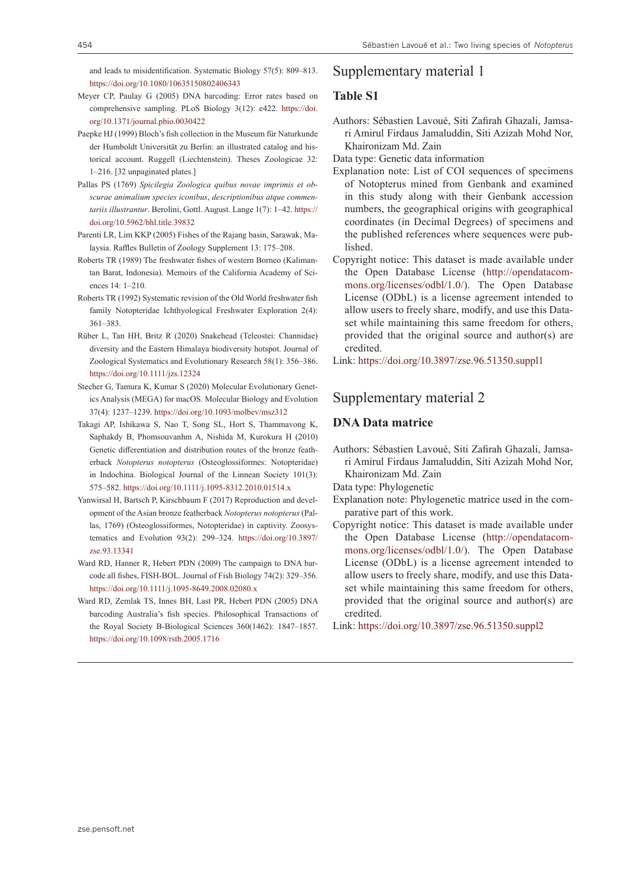and leads to misidentification. Systematic Biology 57(5): 809–813. https://doi.org/10.1080/10635150802406343

Meyer CP, Paulay G (2005) DNA barcoding: Error rates based on comprehensive sampling. PLoS Biology 3(12): e422. https://doi.org/10.1371/journal.pbio.0030422

Paepke HJ (1999) Bloch's fish collection in the Museum für Naturkunde der Humboldt Universität zu Berlin: an illustrated catalog and historical account. Ruggell (Liechtenstein). Theses Zoologicae 32: 1–216. [32 unpaginated plates.]

Pallas PS (1769) *Spicilegia Zoologica quibus novae imprimis et obscurae animalium species iconibus*, *descriptionibus atque commentariis illustrantur*. Berolini, Gottl. August. Lange 1(7): 1–42. https://doi.org/10.5962/bhl.title.39832

Parenti LR, Lim KKP (2005) Fishes of the Rajang basin, Sarawak, Malaysia. Raffles Bulletin of Zoology Supplement 13: 175–208.

Roberts TR (1989) The freshwater fishes of western Borneo (Kalimantan Barat, Indonesia). Memoirs of the California Academy of Sciences 14: 1–210.

Roberts TR (1992) Systematic revision of the Old World freshwater fish family Notopteridae Ichthyological Freshwater Exploration 2(4): 361–383.

Rüber L, Tan HH, Britz R (2020) Snakehead (Teleostei: Channidae) diversity and the Eastern Himalaya biodiversity hotspot. Journal of Zoological Systematics and Evolutionary Research 58(1): 356–386. https://doi.org/10.1111/jzs.12324

Stecher G, Tamura K, Kumar S (2020) Molecular Evolutionary Genetics Analysis (MEGA) for macOS. Molecular Biology and Evolution 37(4): 1237–1239. https://doi.org/10.1093/molbev/msz312

Takagi AP, Ishikawa S, Nao T, Song SL, Hort S, Thammavong K, Saphakdy B, Phomsouvanhm A, Nishida M, Kurokura H (2010) Genetic differentiation and distribution routes of the bronze featherback *Notopterus notopterus* (Osteoglossiformes: Notopteridae) in Indochina. Biological Journal of the Linnean Society 101(3): 575–582. https://doi.org/10.1111/j.1095-8312.2010.01514.x

Yanwirsal H, Bartsch P, Kirschbaum F (2017) Reproduction and development of the Asian bronze featherback *Notopterus notopterus* (Pallas, 1769) (Osteoglossiformes, Notopteridae) in captivity. Zoosystematics and Evolution 93(2): 299–324. https://doi.org/10.3897/zse.93.13341

Ward RD, Hanner R, Hebert PDN (2009) The campaign to DNA barcode all fishes, FISH-BOL. Journal of Fish Biology 74(2): 329–356. https://doi.org/10.1111/j.1095-8649.2008.02080.x

Ward RD, Zemlak TS, Innes BH, Last PR, Hebert PDN (2005) DNA barcoding Australia's fish species. Philosophical Transactions of the Royal Society B-Biological Sciences 360(1462): 1847–1857. https://doi.org/10.1098/rstb.2005.1716

# Supplementary material 1

### Table S1

Authors: Sébastien Lavoué, Siti Zafirah Ghazali, Jamsari Amirul Firdaus Jamaluddin, Siti Azizah Mohd Nor, Khaironizam Md. Zain

Data type: Genetic data information

Explanation note: List of COI sequences of specimens of Notopterus mined from Genbank and examined in this study along with their Genbank accession numbers, the geographical origins with geographical coordinates (in Decimal Degrees) of specimens and the published references where sequences were published.

Copyright notice: This dataset is made available under the Open Database License (http://opendatacommons.org/licenses/odbl/1.0/). The Open Database License (ODbL) is a license agreement intended to allow users to freely share, modify, and use this Dataset while maintaining this same freedom for others, provided that the original source and author(s) are credited.

Link: https://doi.org/10.3897/zse.96.51350.suppl1

# Supplementary material 2

### DNA Data matrice

Authors: Sébastien Lavoué, Siti Zafirah Ghazali, Jamsari Amirul Firdaus Jamaluddin, Siti Azizah Mohd Nor, Khaironizam Md. Zain

Data type: Phylogenetic

Explanation note: Phylogenetic matrice used in the comparative part of this work.

Copyright notice: This dataset is made available under the Open Database License (http://opendatacommons.org/licenses/odbl/1.0/). The Open Database License (ODbL) is a license agreement intended to allow users to freely share, modify, and use this Dataset while maintaining this same freedom for others, provided that the original source and author(s) are credited.

Link: https://doi.org/10.3897/zse.96.51350.suppl2